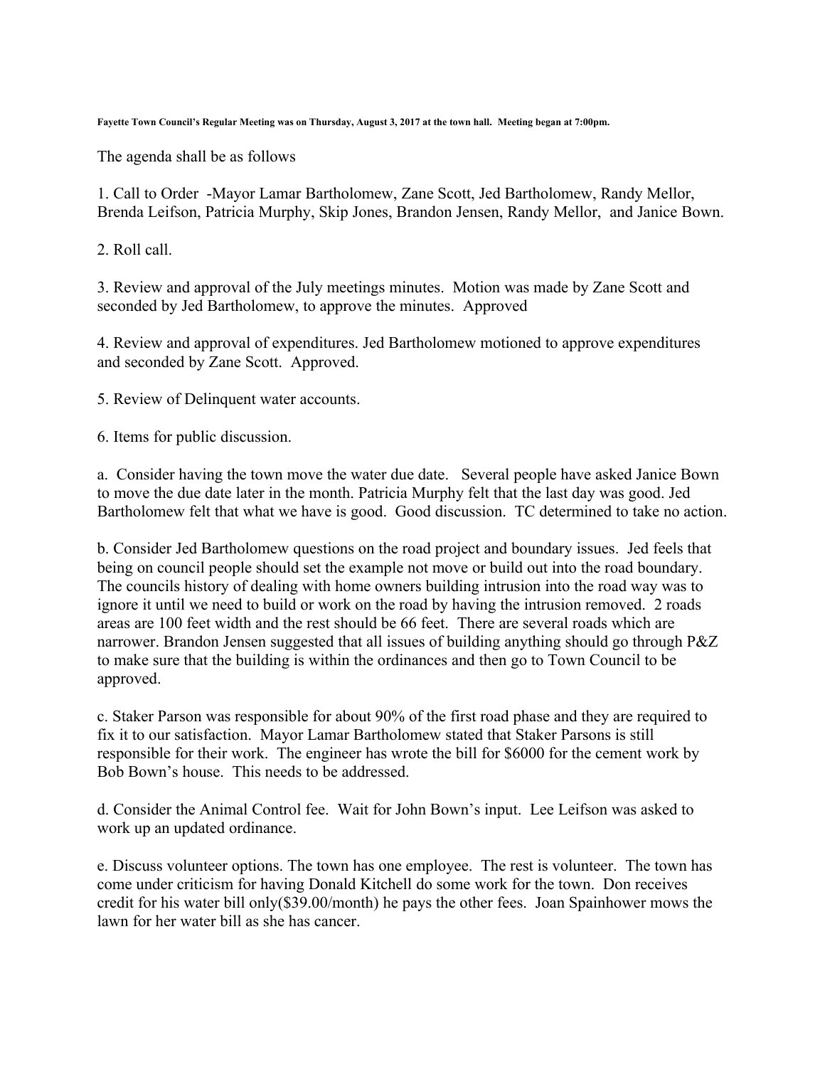**Fayette Town Council's Regular Meeting was on Thursday, August 3, 2017 at the town hall. Meeting began at 7:00pm.**

The agenda shall be as follows

1. Call to Order -Mayor Lamar Bartholomew, Zane Scott, Jed Bartholomew, Randy Mellor, Brenda Leifson, Patricia Murphy, Skip Jones, Brandon Jensen, Randy Mellor, and Janice Bown.

2. Roll call.

3. Review and approval of the July meetings minutes. Motion was made by Zane Scott and seconded by Jed Bartholomew, to approve the minutes. Approved

4. Review and approval of expenditures. Jed Bartholomew motioned to approve expenditures and seconded by Zane Scott. Approved.

5. Review of Delinquent water accounts.

6. Items for public discussion.

a. Consider having the town move the water due date. Several people have asked Janice Bown to move the due date later in the month. Patricia Murphy felt that the last day was good. Jed Bartholomew felt that what we have is good. Good discussion. TC determined to take no action.

b. Consider Jed Bartholomew questions on the road project and boundary issues. Jed feels that being on council people should set the example not move or build out into the road boundary. The councils history of dealing with home owners building intrusion into the road way was to ignore it until we need to build or work on the road by having the intrusion removed. 2 roads areas are 100 feet width and the rest should be 66 feet. There are several roads which are narrower. Brandon Jensen suggested that all issues of building anything should go through P&Z to make sure that the building is within the ordinances and then go to Town Council to be approved.

c. Staker Parson was responsible for about 90% of the first road phase and they are required to fix it to our satisfaction. Mayor Lamar Bartholomew stated that Staker Parsons is still responsible for their work. The engineer has wrote the bill for $6000 for the cement work by Bob Bown's house. This needs to be addressed.

d. Consider the Animal Control fee. Wait for John Bown's input. Lee Leifson was asked to work up an updated ordinance.

e. Discuss volunteer options. The town has one employee. The rest is volunteer. The town has come under criticism for having Donald Kitchell do some work for the town. Don receives credit for his water bill only($39.00/month) he pays the other fees. Joan Spainhower mows the lawn for her water bill as she has cancer.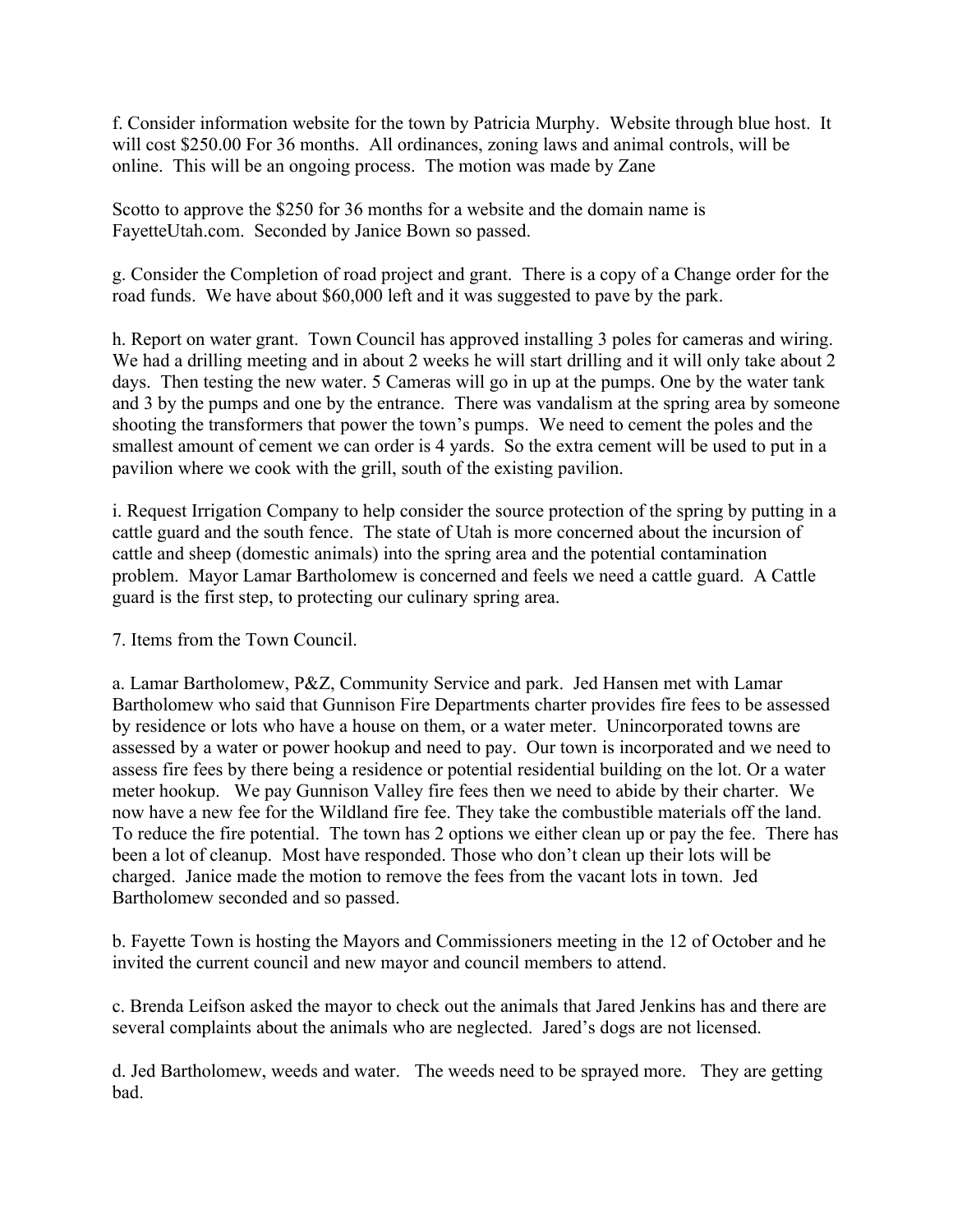f. Consider information website for the town by Patricia Murphy. Website through blue host. It will cost $250.00 For 36 months. All ordinances, zoning laws and animal controls, will be online. This will be an ongoing process. The motion was made by Zane

Scotto to approve the $250 for 36 months for a website and the domain name is FayetteUtah.com. Seconded by Janice Bown so passed.

g. Consider the Completion of road project and grant. There is a copy of a Change order for the road funds. We have about $60,000 left and it was suggested to pave by the park.

h. Report on water grant. Town Council has approved installing 3 poles for cameras and wiring. We had a drilling meeting and in about 2 weeks he will start drilling and it will only take about 2 days. Then testing the new water. 5 Cameras will go in up at the pumps. One by the water tank and 3 by the pumps and one by the entrance. There was vandalism at the spring area by someone shooting the transformers that power the town's pumps. We need to cement the poles and the smallest amount of cement we can order is 4 yards. So the extra cement will be used to put in a pavilion where we cook with the grill, south of the existing pavilion.

i. Request Irrigation Company to help consider the source protection of the spring by putting in a cattle guard and the south fence. The state of Utah is more concerned about the incursion of cattle and sheep (domestic animals) into the spring area and the potential contamination problem. Mayor Lamar Bartholomew is concerned and feels we need a cattle guard. A Cattle guard is the first step, to protecting our culinary spring area.

7. Items from the Town Council.

a. Lamar Bartholomew, P&Z, Community Service and park. Jed Hansen met with Lamar Bartholomew who said that Gunnison Fire Departments charter provides fire fees to be assessed by residence or lots who have a house on them, or a water meter. Unincorporated towns are assessed by a water or power hookup and need to pay. Our town is incorporated and we need to assess fire fees by there being a residence or potential residential building on the lot. Or a water meter hookup. We pay Gunnison Valley fire fees then we need to abide by their charter. We now have a new fee for the Wildland fire fee. They take the combustible materials off the land. To reduce the fire potential. The town has 2 options we either clean up or pay the fee. There has been a lot of cleanup. Most have responded. Those who don't clean up their lots will be charged. Janice made the motion to remove the fees from the vacant lots in town. Jed Bartholomew seconded and so passed.

b. Fayette Town is hosting the Mayors and Commissioners meeting in the 12 of October and he invited the current council and new mayor and council members to attend.

c. Brenda Leifson asked the mayor to check out the animals that Jared Jenkins has and there are several complaints about the animals who are neglected. Jared's dogs are not licensed.

d. Jed Bartholomew, weeds and water. The weeds need to be sprayed more. They are getting bad.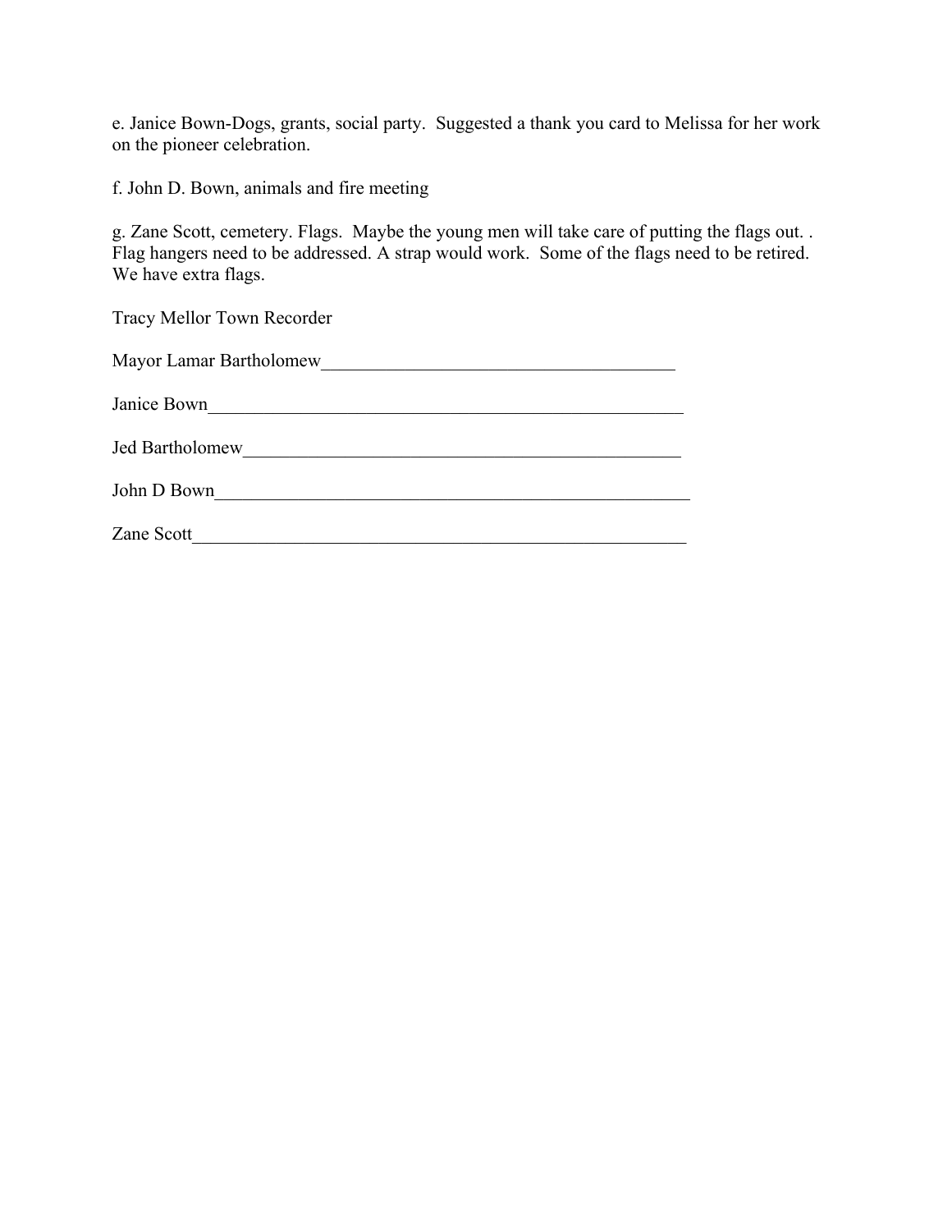e. Janice Bown-Dogs, grants, social party. Suggested a thank you card to Melissa for her work on the pioneer celebration.

f. John D. Bown, animals and fire meeting

g. Zane Scott, cemetery. Flags. Maybe the young men will take care of putting the flags out. . Flag hangers need to be addressed. A strap would work. Some of the flags need to be retired. We have extra flags.

Tracy Mellor Town Recorder

Mayor Lamar Bartholomew_______________________________________

Janice Bown_____________________________________________________

Jed Bartholomew________________________________________________

John D Bown____________________________________________________

Zane Scott______________________________________________________